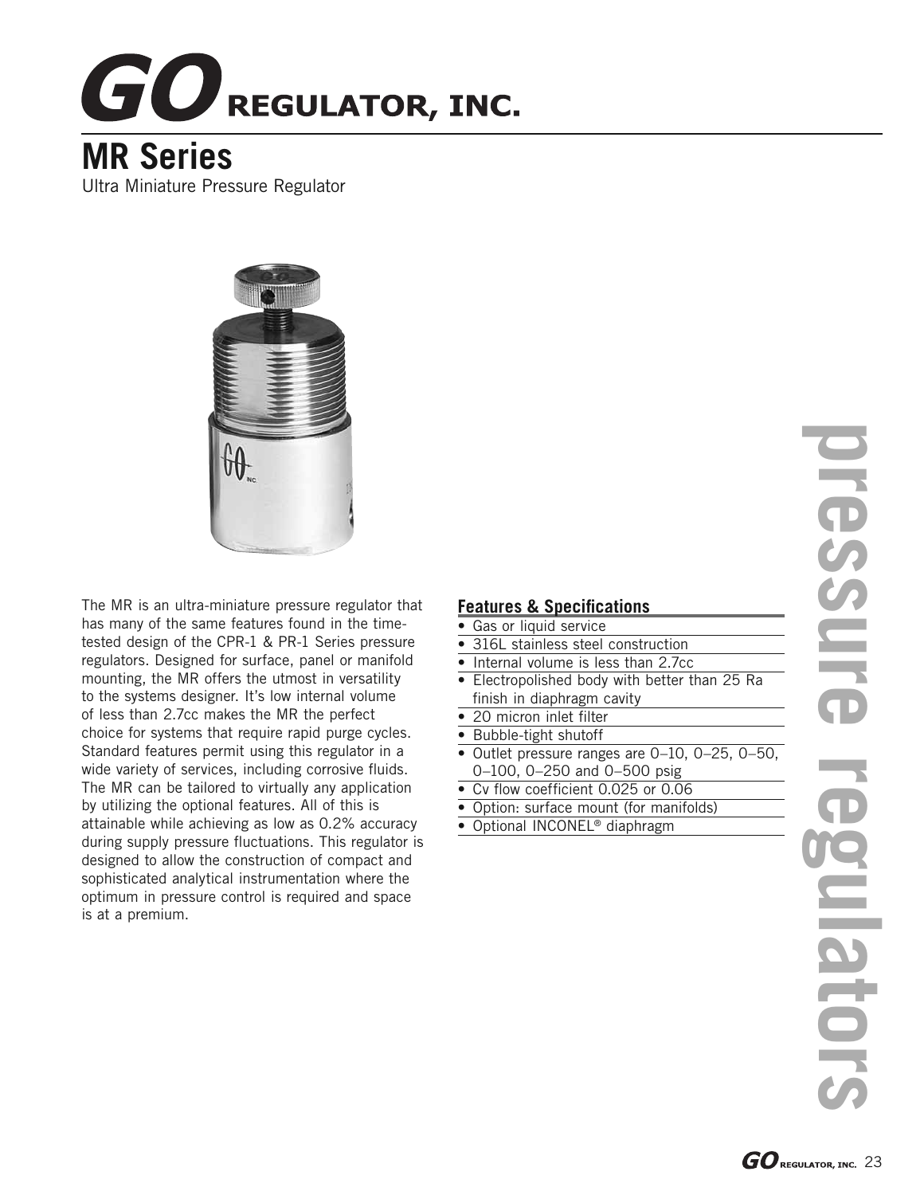# GO REGULATOR, INC.

## MR Series

Ultra Miniature Pressure Regulator

The MR is an ultra-miniature pressure regulator that has many of the same features found in the time-tested design of the CPR-1 & PR-1 Series pressure regulators. Designed for surface, panel or manifold mounting, the MR offers the utmost in versatility to the systems designer. It's low internal volume of less than 2.7cc makes the MR the perfect choice for systems that require rapid purge cycles. Standard features permit using this regulator in a wide variety of services, including corrosive fluids. The MR can be tailored to virtually any application by utilizing the optional features. All of this is attainable while achieving as low as 0.2% accuracy during supply pressure fluctuations. This regulator is designed to allow the construction of compact and sophisticated analytical instrumentation where the optimum in pressure control is required and space is at a premium.

### Features & Specifications

- Gas or liquid service
- 316L stainless steel construction
- Internal volume is less than 2.7cc
- Electropolished body with better than 25 Ra finish in diaphragm cavity
- 20 micron inlet filter
- Bubble-tight shutoff
- Outlet pressure ranges are 0–10, 0–25, 0–50, 0–100, 0–250 and 0–500 psig
- Cv flow coefficient 0.025 or 0.06
- Option: surface mount (for manifolds)
- Optional INCONEL® diaphragm

pressure regulators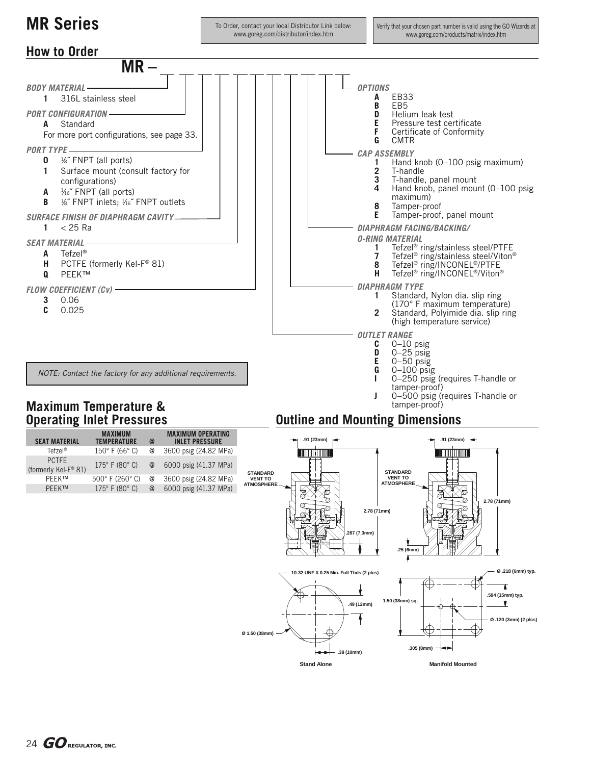# MR Series

To Order, contact your local Distributor Link below:
www.goreg.com/distributor/index.htm

Verify that your chosen part number is valid using the GO Wizards at
www.goreg.com/products/matrix/index.htm

## How to Order

**MR –** _ _ _ _ _ _ _ _ _ _ _ _

***BODY MATERIAL***
- **1** 316L stainless steel

***PORT CONFIGURATION***
- **A** Standard

For more port configurations, see page 33.

***PORT TYPE***
- **0** ⅛″ FNPT (all ports)
- **1** Surface mount (consult factory for configurations)
- **A** $\frac{1}{16}$″ FNPT (all ports)
- **B** ⅛″ FNPT inlets; $\frac{1}{16}$″ FNPT outlets

***SURFACE FINISH OF DIAPHRAGM CAVITY***
- **1** < 25 Ra

***SEAT MATERIAL***
- **A** Tefzel®
- **H** PCTFE (formerly Kel-F® 81)
- **Q** PEEK™

***FLOW COEFFICIENT (Cv)***
- **3** 0.06
- **C** 0.025

***OPTIONS***
- **A** EB33
- **B** EB5
- **D** Helium leak test
- **E** Pressure test certificate
- **F** Certificate of Conformity
- **G** CMTR

***CAP ASSEMBLY***
- **1** Hand knob (0–100 psig maximum)
- **2** T-handle
- **3** T-handle, panel mount
- **4** Hand knob, panel mount (0–100 psig maximum)
- **8** Tamper-proof
- **E** Tamper-proof, panel mount

***DIAPHRAGM FACING/BACKING/ O-RING MATERIAL***
- **1** Tefzel® ring/stainless steel/PTFE
- **7** Tefzel® ring/stainless steel/Viton®
- **8** Tefzel® ring/INCONEL®/PTFE
- **H** Tefzel® ring/INCONEL®/Viton®

***DIAPHRAGM TYPE***
- **1** Standard, Nylon dia. slip ring (170° F maximum temperature)
- **2** Standard, Polyimide dia. slip ring (high temperature service)

***OUTLET RANGE***
- **C** 0–10 psig
- **D** 0–25 psig
- **E** 0–50 psig
- **G** 0–100 psig
- **I** 0–250 psig (requires T-handle or tamper-proof)
- **J** 0–500 psig (requires T-handle or tamper-proof)

*NOTE: Contact the factory for any additional requirements.*

## Maximum Temperature & Operating Inlet Pressures

| SEAT MATERIAL | MAXIMUM TEMPERATURE | @ | MAXIMUM OPERATING INLET PRESSURE |
|---|---|---|---|
| Tefzel® | 150° F (66° C) | @ | 3600 psig (24.82 MPa) |
| PCTFE (formerly Kel-F® 81) | 175° F (80° C) | @ | 6000 psig (41.37 MPa) |
| PEEK™ | 500° F (260° C) | @ | 3600 psig (24.82 MPa) |
| PEEK™ | 175° F (80° C) | @ | 6000 psig (41.37 MPa) |

## Outline and Mounting Dimensions

.91 (23mm)
STANDARD VENT TO ATMOSPHERE
2.78 (71mm)
.287 (7.3mm)
.25 (6mm)
10-32 UNF X 0.25 Min. Full Thds (2 plcs)
.49 (12mm)
Ø 1.50 (38mm)
.38 (10mm)
Ø .218 (6mm) typ.
.594 (15mm) typ.
1.50 (38mm) sq.
Ø .120 (3mm) (2 plcs)
.305 (8mm)

Stand Alone

Manifold Mounted